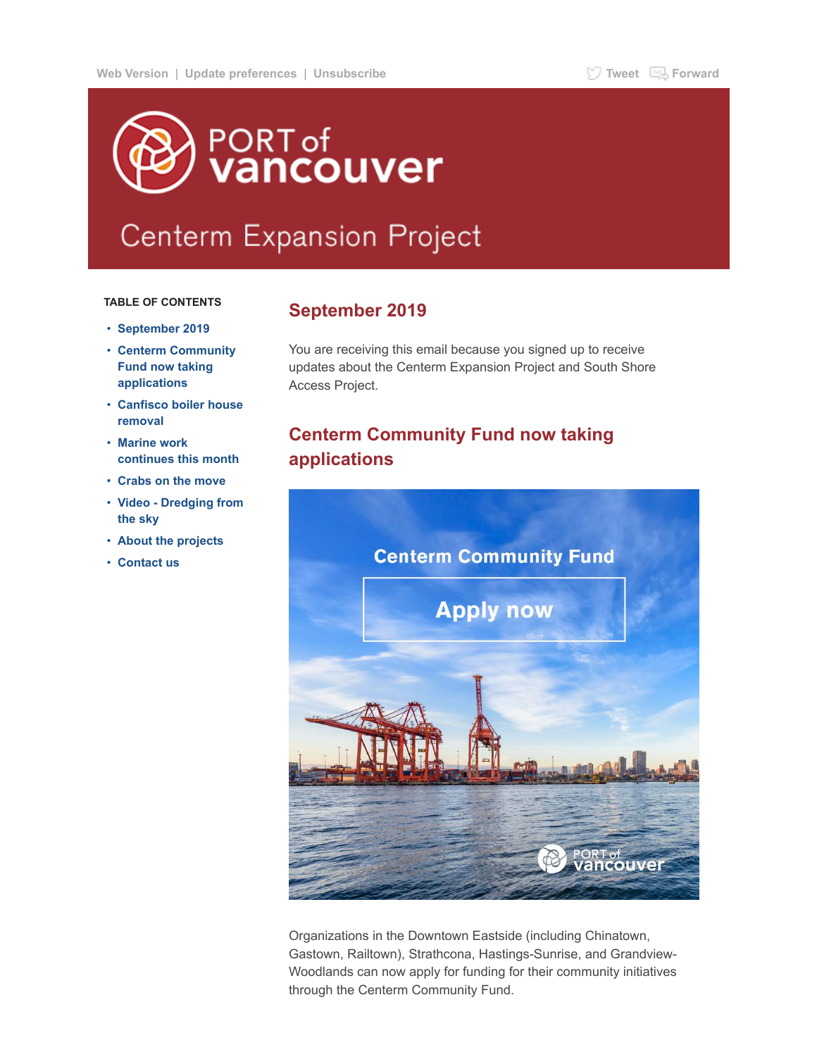Web Version | Update preferences | Unsubscribe    Tweet   Forward

# PORT of vancouver

## Centerm Expansion Project

**TABLE OF CONTENTS**

- September 2019
- Centerm Community Fund now taking applications
- Canfisco boiler house removal
- Marine work continues this month
- Crabs on the move
- Video - Dredging from the sky
- About the projects
- Contact us

## September 2019

You are receiving this email because you signed up to receive updates about the Centerm Expansion Project and South Shore Access Project.

## Centerm Community Fund now taking applications

Centerm Community Fund

Apply now

Organizations in the Downtown Eastside (including Chinatown, Gastown, Railtown), Strathcona, Hastings-Sunrise, and Grandview-Woodlands can now apply for funding for their community initiatives through the Centerm Community Fund.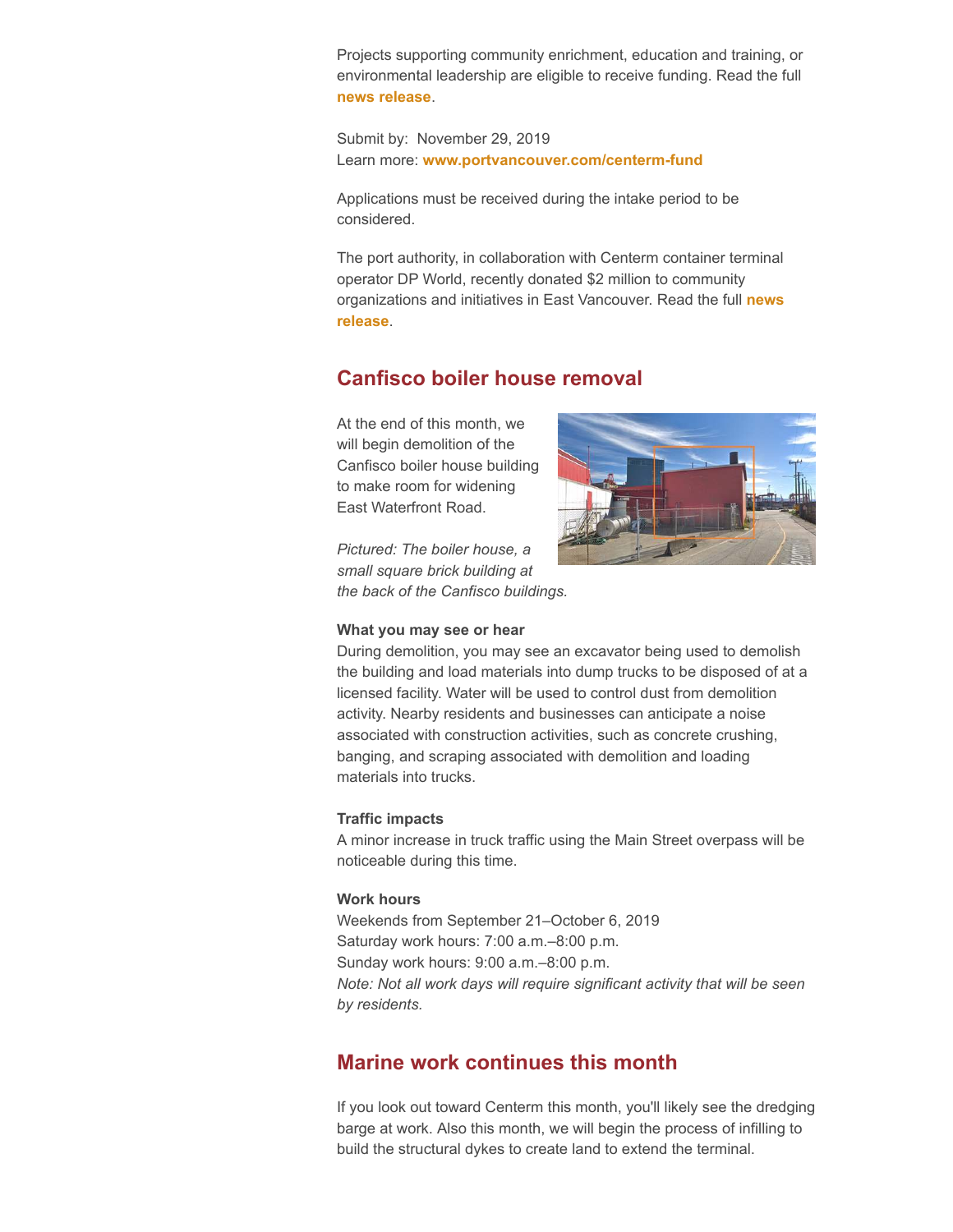Projects supporting community enrichment, education and training, or environmental leadership are eligible to receive funding. Read the full **news release**.

Submit by: November 29, 2019
Learn more: **www.portvancouver.com/centerm-fund**

Applications must be received during the intake period to be considered.

The port authority, in collaboration with Centerm container terminal operator DP World, recently donated $2 million to community organizations and initiatives in East Vancouver. Read the full **news release**.

## Canfisco boiler house removal

At the end of this month, we will begin demolition of the Canfisco boiler house building to make room for widening East Waterfront Road.

*Pictured: The boiler house, a small square brick building at the back of the Canfisco buildings.*

**What you may see or hear**
During demolition, you may see an excavator being used to demolish the building and load materials into dump trucks to be disposed of at a licensed facility. Water will be used to control dust from demolition activity. Nearby residents and businesses can anticipate a noise associated with construction activities, such as concrete crushing, banging, and scraping associated with demolition and loading materials into trucks.

**Traffic impacts**
A minor increase in truck traffic using the Main Street overpass will be noticeable during this time.

**Work hours**
Weekends from September 21–October 6, 2019
Saturday work hours: 7:00 a.m.–8:00 p.m.
Sunday work hours: 9:00 a.m.–8:00 p.m.
*Note: Not all work days will require significant activity that will be seen by residents.*

## Marine work continues this month

If you look out toward Centerm this month, you'll likely see the dredging barge at work. Also this month, we will begin the process of infilling to build the structural dykes to create land to extend the terminal.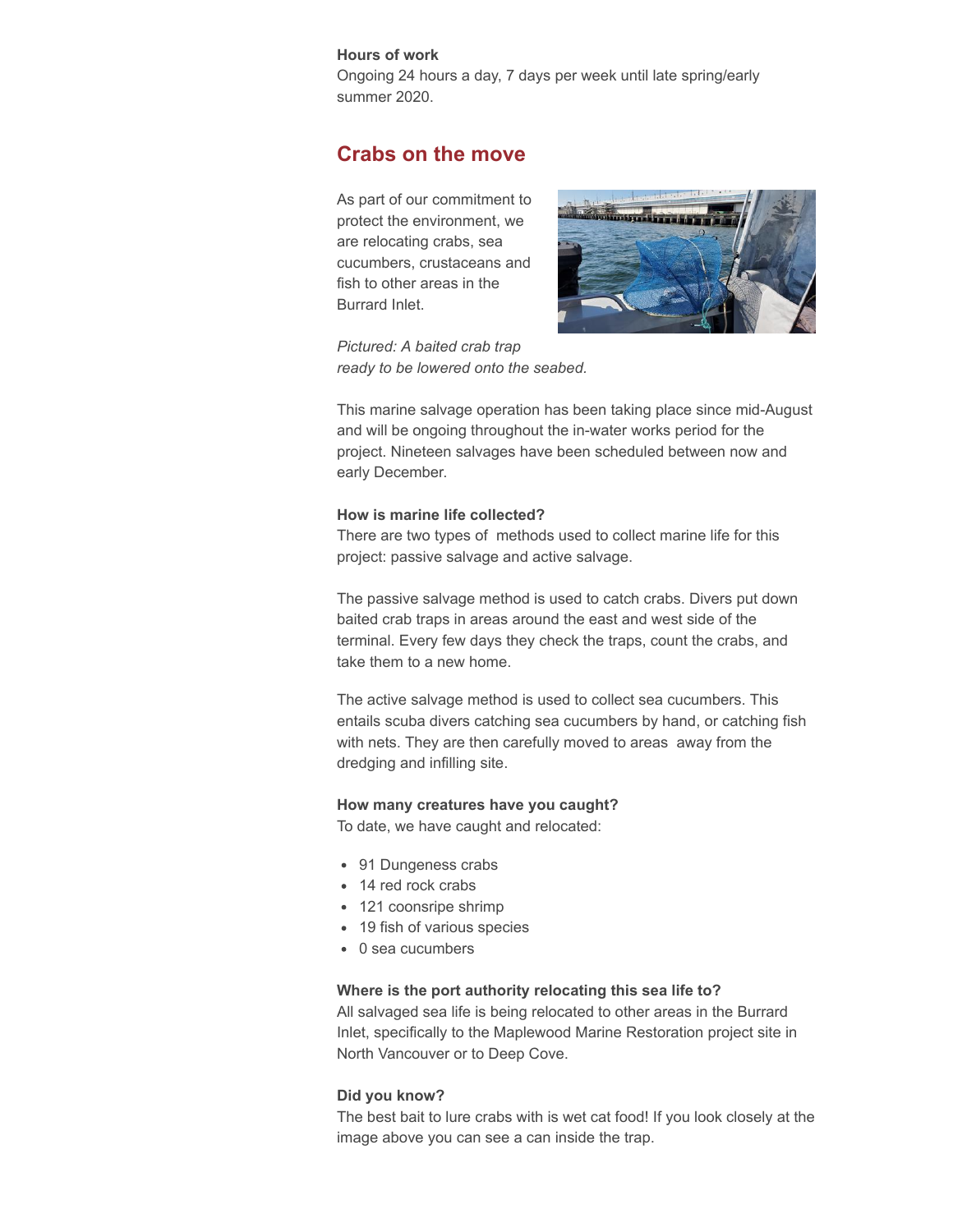**Hours of work**
Ongoing 24 hours a day, 7 days per week until late spring/early summer 2020.

## Crabs on the move

As part of our commitment to protect the environment, we are relocating crabs, sea cucumbers, crustaceans and fish to other areas in the Burrard Inlet.

*Pictured: A baited crab trap ready to be lowered onto the seabed.*

This marine salvage operation has been taking place since mid-August and will be ongoing throughout the in-water works period for the project. Nineteen salvages have been scheduled between now and early December.

**How is marine life collected?**
There are two types of methods used to collect marine life for this project: passive salvage and active salvage.

The passive salvage method is used to catch crabs. Divers put down baited crab traps in areas around the east and west side of the terminal. Every few days they check the traps, count the crabs, and take them to a new home.

The active salvage method is used to collect sea cucumbers. This entails scuba divers catching sea cucumbers by hand, or catching fish with nets. They are then carefully moved to areas away from the dredging and infilling site.

**How many creatures have you caught?**
To date, we have caught and relocated:

- 91 Dungeness crabs
- 14 red rock crabs
- 121 coonsripe shrimp
- 19 fish of various species
- 0 sea cucumbers

**Where is the port authority relocating this sea life to?**
All salvaged sea life is being relocated to other areas in the Burrard Inlet, specifically to the Maplewood Marine Restoration project site in North Vancouver or to Deep Cove.

**Did you know?**
The best bait to lure crabs with is wet cat food! If you look closely at the image above you can see a can inside the trap.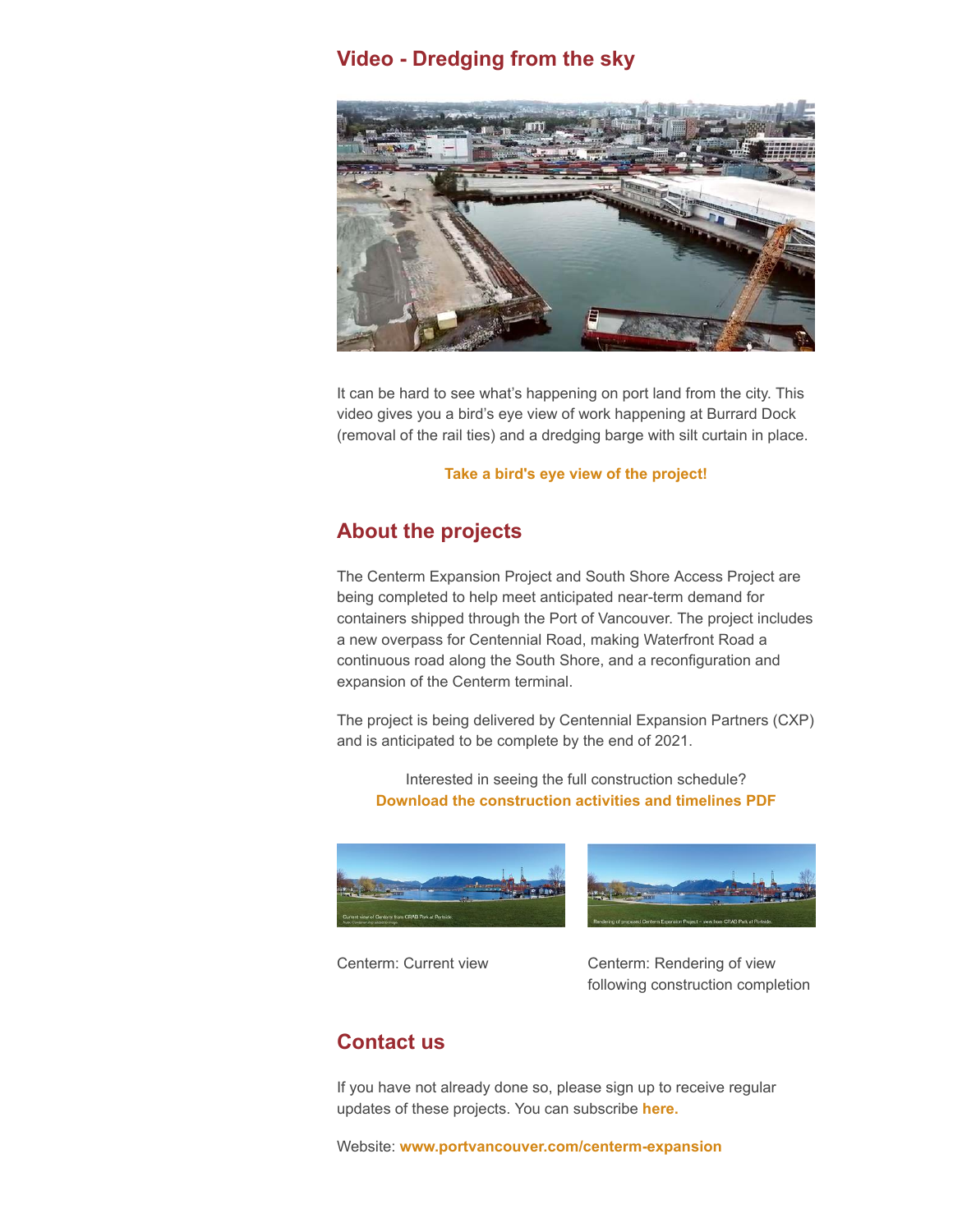## Video - Dredging from the sky

It can be hard to see what's happening on port land from the city. This video gives you a bird's eye view of work happening at Burrard Dock (removal of the rail ties) and a dredging barge with silt curtain in place.

**Take a bird's eye view of the project!**

## About the projects

The Centerm Expansion Project and South Shore Access Project are being completed to help meet anticipated near-term demand for containers shipped through the Port of Vancouver. The project includes a new overpass for Centennial Road, making Waterfront Road a continuous road along the South Shore, and a reconfiguration and expansion of the Centerm terminal.

The project is being delivered by Centennial Expansion Partners (CXP) and is anticipated to be complete by the end of 2021.

Interested in seeing the full construction schedule?
**Download the construction activities and timelines PDF**

Centerm: Current view

Centerm: Rendering of view following construction completion

## Contact us

If you have not already done so, please sign up to receive regular updates of these projects. You can subscribe **here.**

Website: **www.portvancouver.com/centerm-expansion**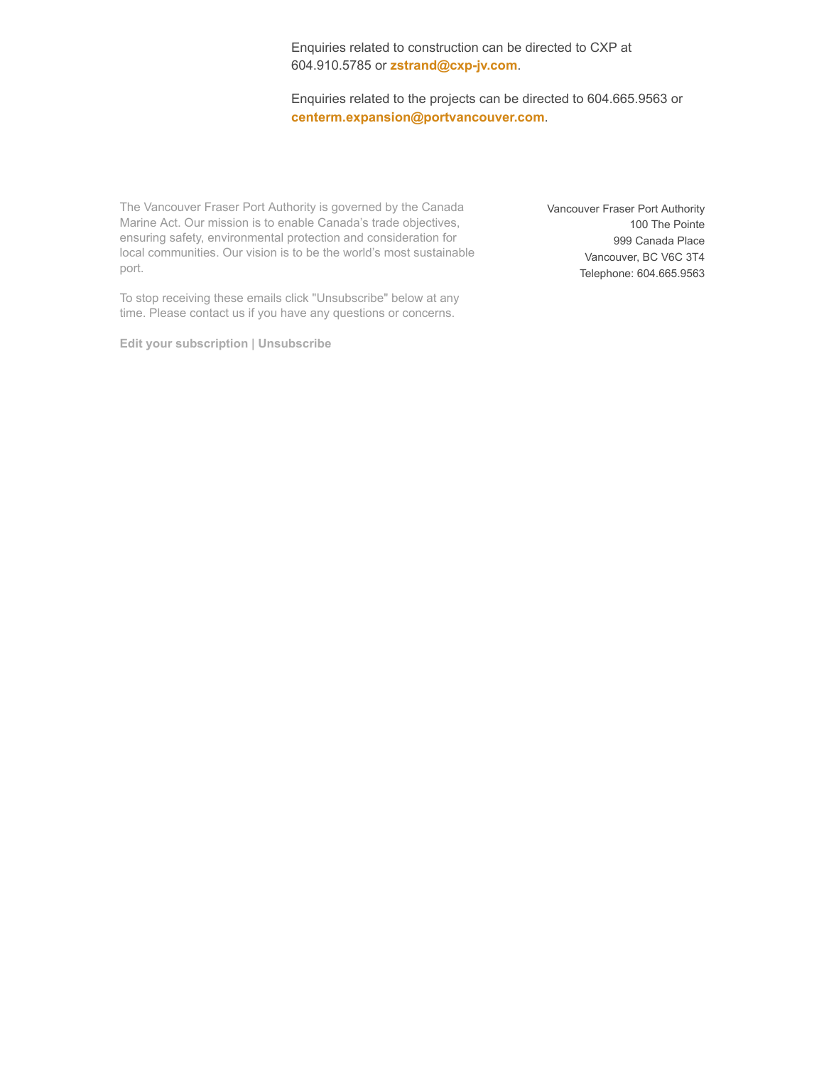Enquiries related to construction can be directed to CXP at 604.910.5785 or **zstrand@cxp-jv.com**.

Enquiries related to the projects can be directed to 604.665.9563 or **centerm.expansion@portvancouver.com**.

The Vancouver Fraser Port Authority is governed by the Canada Marine Act. Our mission is to enable Canada's trade objectives, ensuring safety, environmental protection and consideration for local communities. Our vision is to be the world's most sustainable port.

To stop receiving these emails click "Unsubscribe" below at any time. Please contact us if you have any questions or concerns.

**Edit your subscription** | **Unsubscribe**

Vancouver Fraser Port Authority
100 The Pointe
999 Canada Place
Vancouver, BC V6C 3T4
Telephone: 604.665.9563